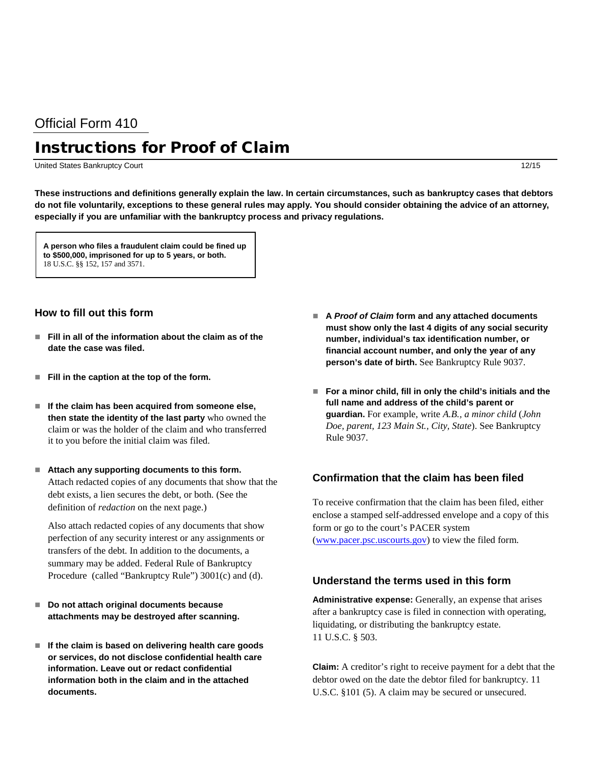Official Form 410

# Instructions for Proof of Claim

United States Bankruptcy Court 12/15

**These instructions and definitions generally explain the law. In certain circumstances, such as bankruptcy cases that debtors do not file voluntarily, exceptions to these general rules may apply. You should consider obtaining the advice of an attorney, especially if you are unfamiliar with the bankruptcy process and privacy regulations.**

**A person who files a fraudulent claim could be fined up to $500,000, imprisoned for up to 5 years, or both.** 18 U.S.C. §§ 152, 157 and 3571.

## How to fill out this form

- **Fill in all of the information about the claim as of the date the case was filed.**
- **Fill in the caption at the top of the form.**
- **If the claim has been acquired from someone else, then state the identity of the last party** who owned the claim or was the holder of the claim and who transferred it to you before the initial claim was filed.
- **Attach any supporting documents to this form.** Attach redacted copies of any documents that show that the debt exists, a lien secures the debt, or both. (See the definition of *redaction* on the next page.)

  Also attach redacted copies of any documents that show perfection of any security interest or any assignments or transfers of the debt. In addition to the documents, a summary may be added. Federal Rule of Bankruptcy Procedure (called "Bankruptcy Rule") 3001(c) and (d).
- **Do not attach original documents because attachments may be destroyed after scanning.**
- **If the claim is based on delivering health care goods or services, do not disclose confidential health care information. Leave out or redact confidential information both in the claim and in the attached documents.**
- **A *Proof of Claim* form and any attached documents must show only the last 4 digits of any social security number, individual's tax identification number, or financial account number, and only the year of any person's date of birth.** See Bankruptcy Rule 9037.
- **For a minor child, fill in only the child's initials and the full name and address of the child's parent or guardian.** For example, write *A.B., a minor child* (*John Doe, parent, 123 Main St., City, State*). See Bankruptcy Rule 9037.

## Confirmation that the claim has been filed

To receive confirmation that the claim has been filed, either enclose a stamped self-addressed envelope and a copy of this form or go to the court's PACER system (www.pacer.psc.uscourts.gov) to view the filed form.

## Understand the terms used in this form

**Administrative expense:** Generally, an expense that arises after a bankruptcy case is filed in connection with operating, liquidating, or distributing the bankruptcy estate. 11 U.S.C. § 503.

**Claim:** A creditor's right to receive payment for a debt that the debtor owed on the date the debtor filed for bankruptcy. 11 U.S.C. §101 (5). A claim may be secured or unsecured.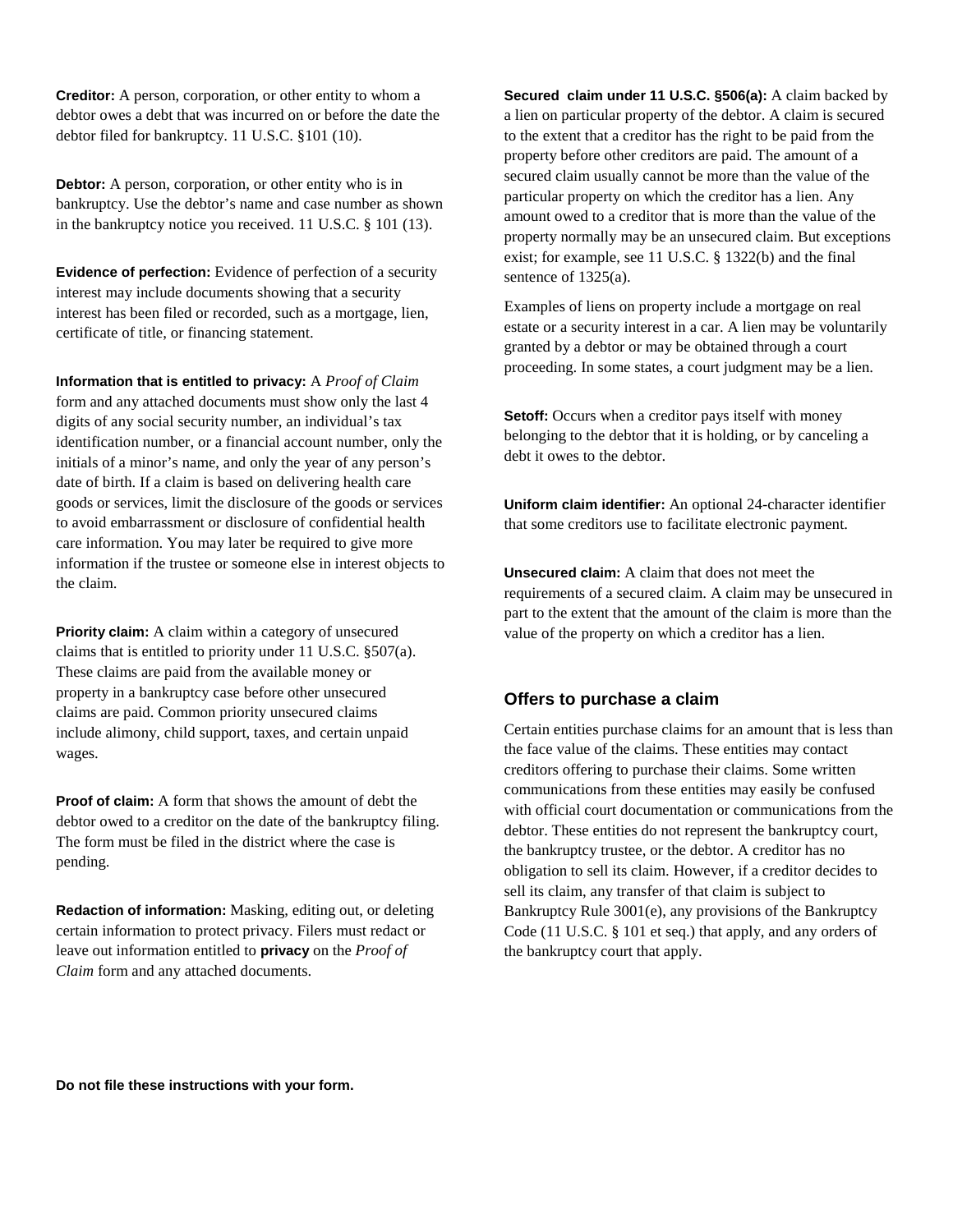**Creditor:** A person, corporation, or other entity to whom a debtor owes a debt that was incurred on or before the date the debtor filed for bankruptcy. 11 U.S.C. §101 (10).

**Debtor:** A person, corporation, or other entity who is in bankruptcy. Use the debtor's name and case number as shown in the bankruptcy notice you received. 11 U.S.C. § 101 (13).

**Evidence of perfection:** Evidence of perfection of a security interest may include documents showing that a security interest has been filed or recorded, such as a mortgage, lien, certificate of title, or financing statement.

**Information that is entitled to privacy:** A *Proof of Claim* form and any attached documents must show only the last 4 digits of any social security number, an individual's tax identification number, or a financial account number, only the initials of a minor's name, and only the year of any person's date of birth. If a claim is based on delivering health care goods or services, limit the disclosure of the goods or services to avoid embarrassment or disclosure of confidential health care information. You may later be required to give more information if the trustee or someone else in interest objects to the claim.

**Priority claim:** A claim within a category of unsecured claims that is entitled to priority under 11 U.S.C. §507(a). These claims are paid from the available money or property in a bankruptcy case before other unsecured claims are paid. Common priority unsecured claims include alimony, child support, taxes, and certain unpaid wages.

**Proof of claim:** A form that shows the amount of debt the debtor owed to a creditor on the date of the bankruptcy filing. The form must be filed in the district where the case is pending.

**Redaction of information:** Masking, editing out, or deleting certain information to protect privacy. Filers must redact or leave out information entitled to **privacy** on the *Proof of Claim* form and any attached documents.

**Secured claim under 11 U.S.C. §506(a):** A claim backed by a lien on particular property of the debtor. A claim is secured to the extent that a creditor has the right to be paid from the property before other creditors are paid. The amount of a secured claim usually cannot be more than the value of the particular property on which the creditor has a lien. Any amount owed to a creditor that is more than the value of the property normally may be an unsecured claim. But exceptions exist; for example, see 11 U.S.C. § 1322(b) and the final sentence of 1325(a).

Examples of liens on property include a mortgage on real estate or a security interest in a car. A lien may be voluntarily granted by a debtor or may be obtained through a court proceeding. In some states, a court judgment may be a lien.

**Setoff:** Occurs when a creditor pays itself with money belonging to the debtor that it is holding, or by canceling a debt it owes to the debtor.

**Uniform claim identifier:** An optional 24-character identifier that some creditors use to facilitate electronic payment.

**Unsecured claim:** A claim that does not meet the requirements of a secured claim. A claim may be unsecured in part to the extent that the amount of the claim is more than the value of the property on which a creditor has a lien.

## Offers to purchase a claim

Certain entities purchase claims for an amount that is less than the face value of the claims. These entities may contact creditors offering to purchase their claims. Some written communications from these entities may easily be confused with official court documentation or communications from the debtor. These entities do not represent the bankruptcy court, the bankruptcy trustee, or the debtor. A creditor has no obligation to sell its claim. However, if a creditor decides to sell its claim, any transfer of that claim is subject to Bankruptcy Rule 3001(e), any provisions of the Bankruptcy Code (11 U.S.C. § 101 et seq.) that apply, and any orders of the bankruptcy court that apply.

**Do not file these instructions with your form.**